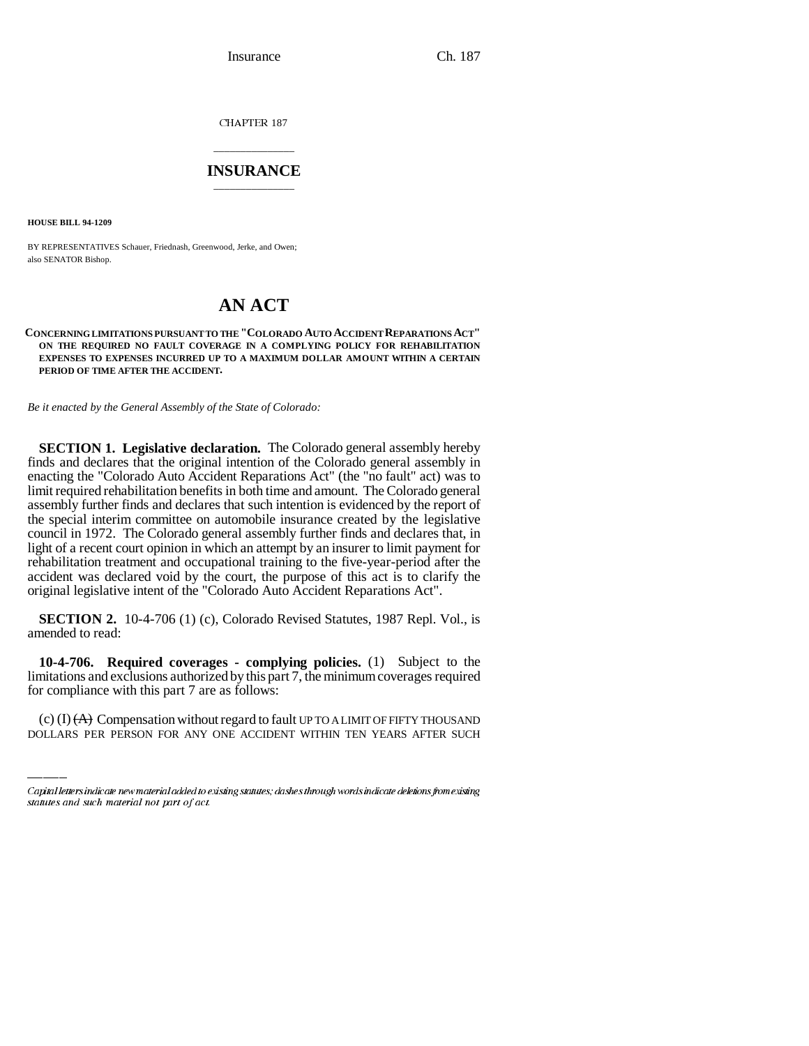CHAPTER 187

# INSURANCE

**HOUSE BILL 94-1209**

BY REPRESENTATIVES Schauer, Friednash, Greenwood, Jerke, and Owen;
also SENATOR Bishop.

# AN ACT

**CONCERNING LIMITATIONS PURSUANT TO THE "COLORADO AUTO ACCIDENT REPARATIONS ACT" ON THE REQUIRED NO FAULT COVERAGE IN A COMPLYING POLICY FOR REHABILITATION EXPENSES TO EXPENSES INCURRED UP TO A MAXIMUM DOLLAR AMOUNT WITHIN A CERTAIN PERIOD OF TIME AFTER THE ACCIDENT.**

*Be it enacted by the General Assembly of the State of Colorado:*

**SECTION 1. Legislative declaration.** The Colorado general assembly hereby finds and declares that the original intention of the Colorado general assembly in enacting the "Colorado Auto Accident Reparations Act" (the "no fault" act) was to limit required rehabilitation benefits in both time and amount. The Colorado general assembly further finds and declares that such intention is evidenced by the report of the special interim committee on automobile insurance created by the legislative council in 1972. The Colorado general assembly further finds and declares that, in light of a recent court opinion in which an attempt by an insurer to limit payment for rehabilitation treatment and occupational training to the five-year-period after the accident was declared void by the court, the purpose of this act is to clarify the original legislative intent of the "Colorado Auto Accident Reparations Act".

**SECTION 2.** 10-4-706 (1) (c), Colorado Revised Statutes, 1987 Repl. Vol., is amended to read:

**10-4-706. Required coverages - complying policies.** (1) Subject to the limitations and exclusions authorized by this part 7, the minimum coverages required for compliance with this part 7 are as follows:

(c) (I) ~~(A)~~ Compensation without regard to fault UP TO A LIMIT OF FIFTY THOUSAND DOLLARS PER PERSON FOR ANY ONE ACCIDENT WITHIN TEN YEARS AFTER SUCH

Capital letters indicate new material added to existing statutes; dashes through words indicate deletions from existing statutes and such material not part of act.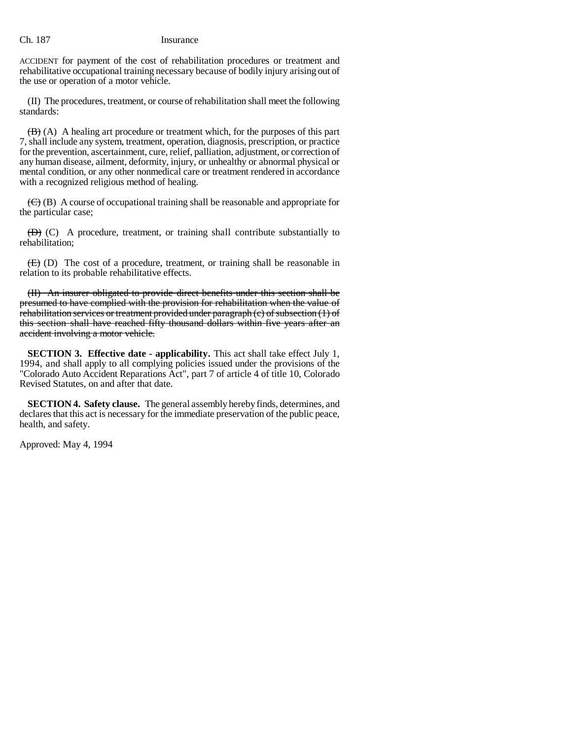ACCIDENT for payment of the cost of rehabilitation procedures or treatment and rehabilitative occupational training necessary because of bodily injury arising out of the use or operation of a motor vehicle.

(II) The procedures, treatment, or course of rehabilitation shall meet the following standards:

~~(B)~~ (A) A healing art procedure or treatment which, for the purposes of this part 7, shall include any system, treatment, operation, diagnosis, prescription, or practice for the prevention, ascertainment, cure, relief, palliation, adjustment, or correction of any human disease, ailment, deformity, injury, or unhealthy or abnormal physical or mental condition, or any other nonmedical care or treatment rendered in accordance with a recognized religious method of healing.

~~(C)~~ (B) A course of occupational training shall be reasonable and appropriate for the particular case;

~~(D)~~ (C) A procedure, treatment, or training shall contribute substantially to rehabilitation;

~~(E)~~ (D) The cost of a procedure, treatment, or training shall be reasonable in relation to its probable rehabilitative effects.

~~(II) An insurer obligated to provide direct benefits under this section shall be presumed to have complied with the provision for rehabilitation when the value of rehabilitation services or treatment provided under paragraph (c) of subsection (1) of this section shall have reached fifty thousand dollars within five years after an accident involving a motor vehicle.~~

**SECTION 3. Effective date - applicability.** This act shall take effect July 1, 1994, and shall apply to all complying policies issued under the provisions of the "Colorado Auto Accident Reparations Act", part 7 of article 4 of title 10, Colorado Revised Statutes, on and after that date.

**SECTION 4. Safety clause.** The general assembly hereby finds, determines, and declares that this act is necessary for the immediate preservation of the public peace, health, and safety.

Approved: May 4, 1994